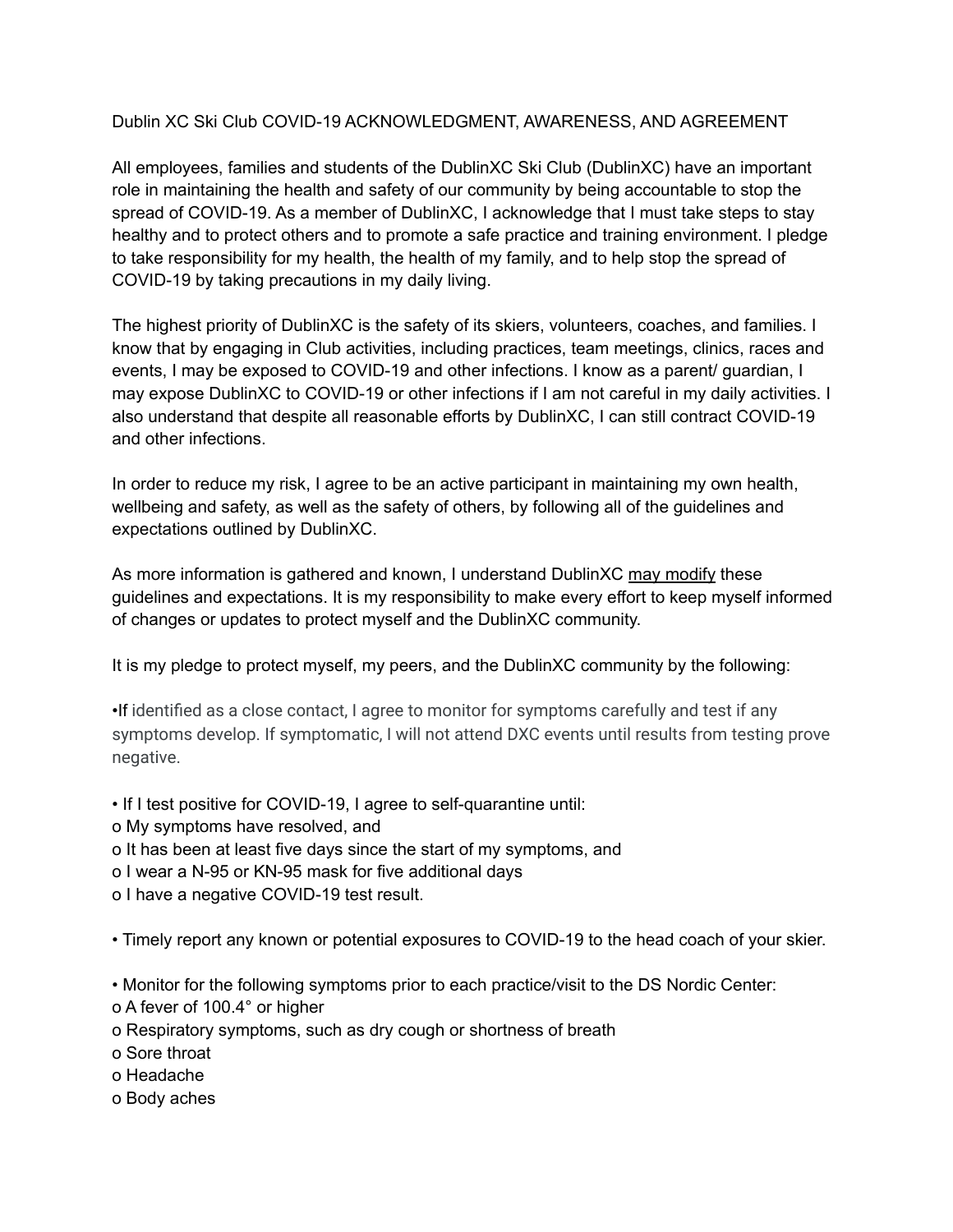# Dublin XC Ski Club COVID-19 ACKNOWLEDGMENT, AWARENESS, AND AGREEMENT

All employees, families and students of the DublinXC Ski Club (DublinXC) have an important role in maintaining the health and safety of our community by being accountable to stop the spread of COVID-19. As a member of DublinXC, I acknowledge that I must take steps to stay healthy and to protect others and to promote a safe practice and training environment. I pledge to take responsibility for my health, the health of my family, and to help stop the spread of COVID-19 by taking precautions in my daily living.

The highest priority of DublinXC is the safety of its skiers, volunteers, coaches, and families. I know that by engaging in Club activities, including practices, team meetings, clinics, races and events, I may be exposed to COVID-19 and other infections. I know as a parent/ guardian, I may expose DublinXC to COVID-19 or other infections if I am not careful in my daily activities. I also understand that despite all reasonable efforts by DublinXC, I can still contract COVID-19 and other infections.

In order to reduce my risk, I agree to be an active participant in maintaining my own health, wellbeing and safety, as well as the safety of others, by following all of the guidelines and expectations outlined by DublinXC.

As more information is gathered and known, I understand DublinXC <u>may modify</u> these guidelines and expectations. It is my responsibility to make every effort to keep myself informed of changes or updates to protect myself and the DublinXC community.

It is my pledge to protect myself, my peers, and the DublinXC community by the following:

- If identified as a close contact, I agree to monitor for symptoms carefully and test if any symptoms develop. If symptomatic, I will not attend DXC events until results from testing prove negative.

- If I test positive for COVID-19, I agree to self-quarantine until:
  - My symptoms have resolved, and
  - It has been at least five days since the start of my symptoms, and
  - I wear a N-95 or KN-95 mask for five additional days
  - I have a negative COVID-19 test result.

- Timely report any known or potential exposures to COVID-19 to the head coach of your skier.

- Monitor for the following symptoms prior to each practice/visit to the DS Nordic Center:
  - A fever of 100.4° or higher
  - Respiratory symptoms, such as dry cough or shortness of breath
  - Sore throat
  - Headache
  - Body aches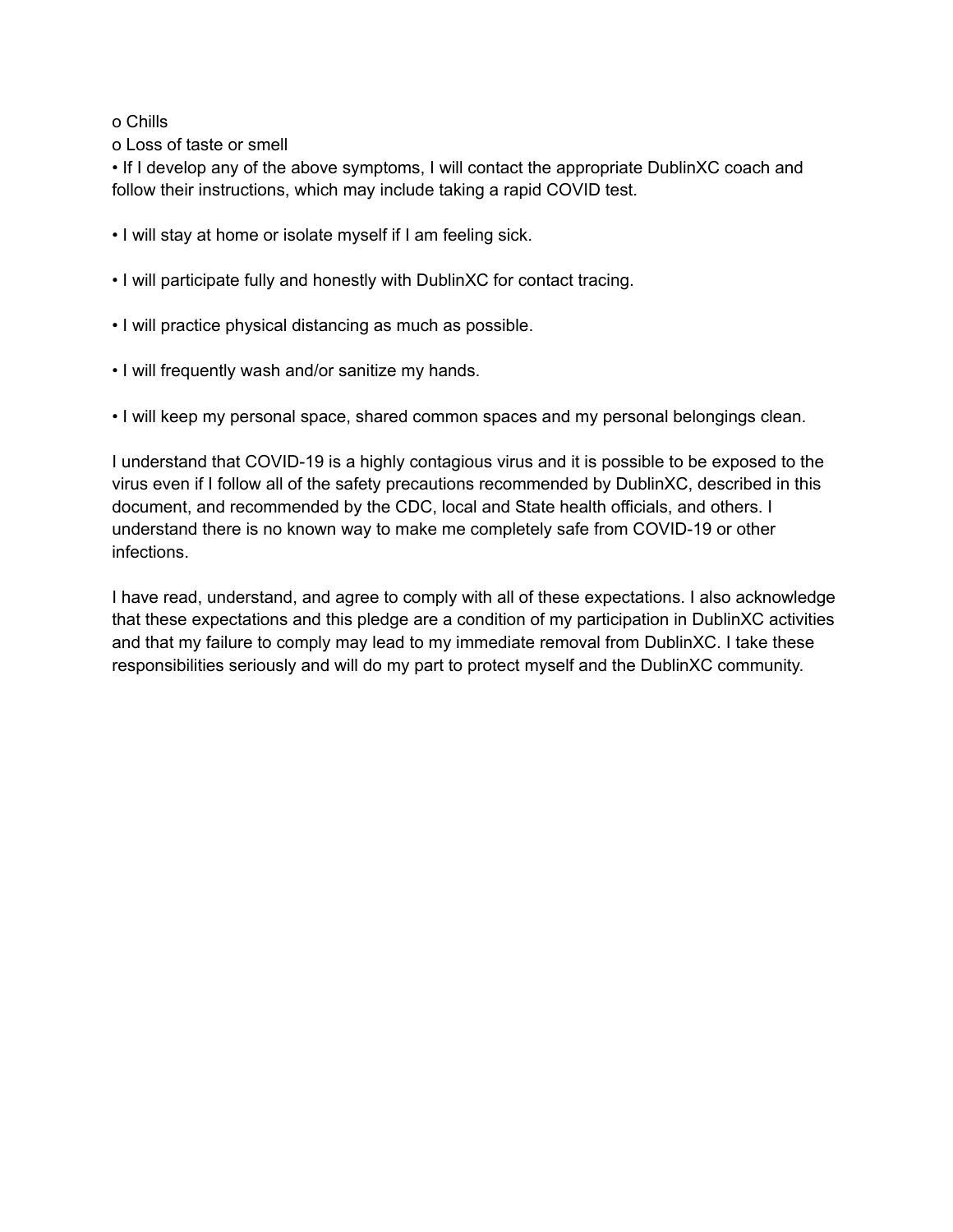o Chills
o Loss of taste or smell

• If I develop any of the above symptoms, I will contact the appropriate DublinXC coach and follow their instructions, which may include taking a rapid COVID test.

• I will stay at home or isolate myself if I am feeling sick.

• I will participate fully and honestly with DublinXC for contact tracing.

• I will practice physical distancing as much as possible.

• I will frequently wash and/or sanitize my hands.

• I will keep my personal space, shared common spaces and my personal belongings clean.

I understand that COVID-19 is a highly contagious virus and it is possible to be exposed to the virus even if I follow all of the safety precautions recommended by DublinXC, described in this document, and recommended by the CDC, local and State health officials, and others. I understand there is no known way to make me completely safe from COVID-19 or other infections.

I have read, understand, and agree to comply with all of these expectations. I also acknowledge that these expectations and this pledge are a condition of my participation in DublinXC activities and that my failure to comply may lead to my immediate removal from DublinXC. I take these responsibilities seriously and will do my part to protect myself and the DublinXC community.